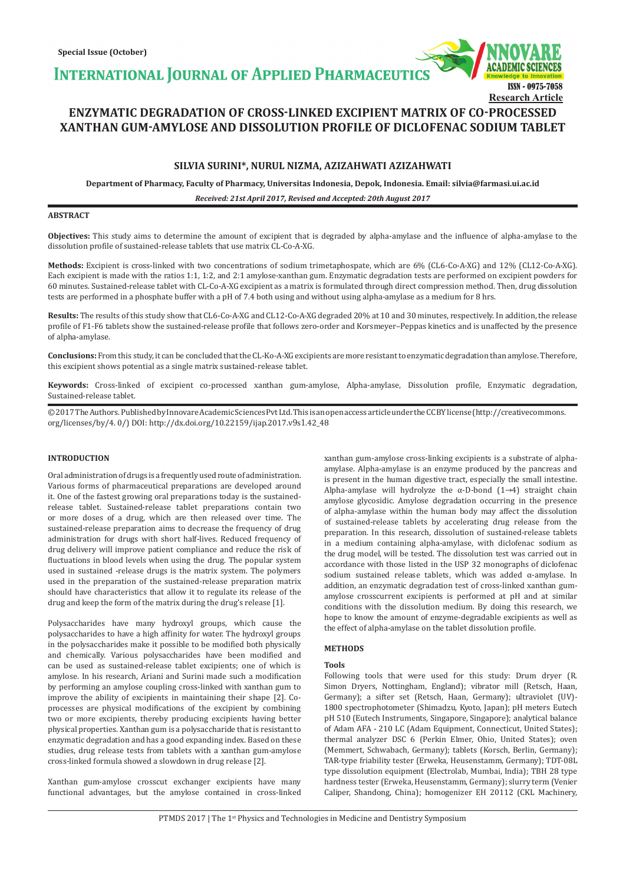# ENZYMATIC DEGRADATION OF CROSS-LINKED EXCIPIENT MATRIX OF CO-PROCESSED XANTHAN GUM-AMYLOSE AND DISSOLUTION PROFILE OF DICLOFENAC SODIUM TABLET

**SILVIA SURINI*, NURUL NIZMA, AZIZAHWATI AZIZAHWATI**

**Department of Pharmacy, Faculty of Pharmacy, Universitas Indonesia, Depok, Indonesia. Email: silvia@farmasi.ui.ac.id**

***Received: 21st April 2017, Revised and Accepted: 20th August 2017***

## ABSTRACT

**Objectives:** This study aims to determine the amount of excipient that is degraded by alpha-amylase and the influence of alpha-amylase to the dissolution profile of sustained-release tablets that use matrix CL-Co-A-XG.

**Methods:** Excipient is cross-linked with two concentrations of sodium trimetaphospate, which are 6% (CL6-Co-A-XG) and 12% (CL12-Co-A-XG). Each excipient is made with the ratios 1:1, 1:2, and 2:1 amylose-xanthan gum. Enzymatic degradation tests are performed on excipient powders for 60 minutes. Sustained-release tablet with CL-Co-A-XG excipient as a matrix is formulated through direct compression method. Then, drug dissolution tests are performed in a phosphate buffer with a pH of 7.4 both using and without using alpha-amylase as a medium for 8 hrs.

**Results:** The results of this study show that CL6-Co-A-XG and CL12-Co-A-XG degraded 20% at 10 and 30 minutes, respectively. In addition, the release profile of F1-F6 tablets show the sustained-release profile that follows zero-order and Korsmeyer–Peppas kinetics and is unaffected by the presence of alpha-amylase.

**Conclusions:** From this study, it can be concluded that the CL-Ko-A-XG excipients are more resistant to enzymatic degradation than amylose. Therefore, this excipient shows potential as a single matrix sustained-release tablet.

**Keywords:** Cross-linked of excipient co-processed xanthan gum-amylose, Alpha-amylase, Dissolution profile, Enzymatic degradation, Sustained-release tablet.

© 2017 The Authors. Published by Innovare Academic Sciences Pvt Ltd. This is an open access article under the CC BY license (http://creativecommons.org/licenses/by/4. 0/) DOI: http://dx.doi.org/10.22159/ijap.2017.v9s1.42_48

## INTRODUCTION

Oral administration of drugs is a frequently used route of administration. Various forms of pharmaceutical preparations are developed around it. One of the fastest growing oral preparations today is the sustained-release tablet. Sustained-release tablet preparations contain two or more doses of a drug, which are then released over time. The sustained-release preparation aims to decrease the frequency of drug administration for drugs with short half-lives. Reduced frequency of drug delivery will improve patient compliance and reduce the risk of fluctuations in blood levels when using the drug. The popular system used in sustained -release drugs is the matrix system. The polymers used in the preparation of the sustained-release preparation matrix should have characteristics that allow it to regulate its release of the drug and keep the form of the matrix during the drug's release [1].

Polysaccharides have many hydroxyl groups, which cause the polysaccharides to have a high affinity for water. The hydroxyl groups in the polysaccharides make it possible to be modified both physically and chemically. Various polysaccharides have been modified and can be used as sustained-release tablet excipients; one of which is amylose. In his research, Ariani and Surini made such a modification by performing an amylose coupling cross-linked with xanthan gum to improve the ability of excipients in maintaining their shape [2]. Co-processes are physical modifications of the excipient by combining two or more excipients, thereby producing excipients having better physical properties. Xanthan gum is a polysaccharide that is resistant to enzymatic degradation and has a good expanding index. Based on these studies, drug release tests from tablets with a xanthan gum-amylose cross-linked formula showed a slowdown in drug release [2].

Xanthan gum-amylose crosscut exchanger excipients have many functional advantages, but the amylose contained in cross-linked xanthan gum-amylose cross-linking excipients is a substrate of alpha-amylase. Alpha-amylase is an enzyme produced by the pancreas and is present in the human digestive tract, especially the small intestine. Alpha-amylase will hydrolyze the α-D-bond (1→4) straight chain amylose glycosidic. Amylose degradation occurring in the presence of alpha-amylase within the human body may affect the dissolution of sustained-release tablets by accelerating drug release from the preparation. In this research, dissolution of sustained-release tablets in a medium containing alpha-amylase, with diclofenac sodium as the drug model, will be tested. The dissolution test was carried out in accordance with those listed in the USP 32 monographs of diclofenac sodium sustained release tablets, which was added α-amylase. In addition, an enzymatic degradation test of cross-linked xanthan gum-amylose crosscurrent excipients is performed at pH and at similar conditions with the dissolution medium. By doing this research, we hope to know the amount of enzyme-degradable excipients as well as the effect of alpha-amylase on the tablet dissolution profile.

## METHODS

### Tools

Following tools that were used for this study: Drum dryer (R. Simon Dryers, Nottingham, England); vibrator mill (Retsch, Haan, Germany); a sifter set (Retsch, Haan, Germany); ultraviolet (UV)-1800 spectrophotometer (Shimadzu, Kyoto, Japan); pH meters Eutech pH 510 (Eutech Instruments, Singapore, Singapore); analytical balance of Adam AFA - 210 LC (Adam Equipment, Connecticut, United States); thermal analyzer DSC 6 (Perkin Elmer, Ohio, United States); oven (Memmert, Schwabach, Germany); tablets (Korsch, Berlin, Germany); TAR-type friability tester (Erweka, Heusenstamm, Germany); TDT-08L type dissolution equipment (Electrolab, Mumbai, India); TBH 28 type hardness tester (Erweka, Heusenstamm, Germany); slurry term (Venier Caliper, Shandong, China); homogenizer EH 20112 (CKL Machinery,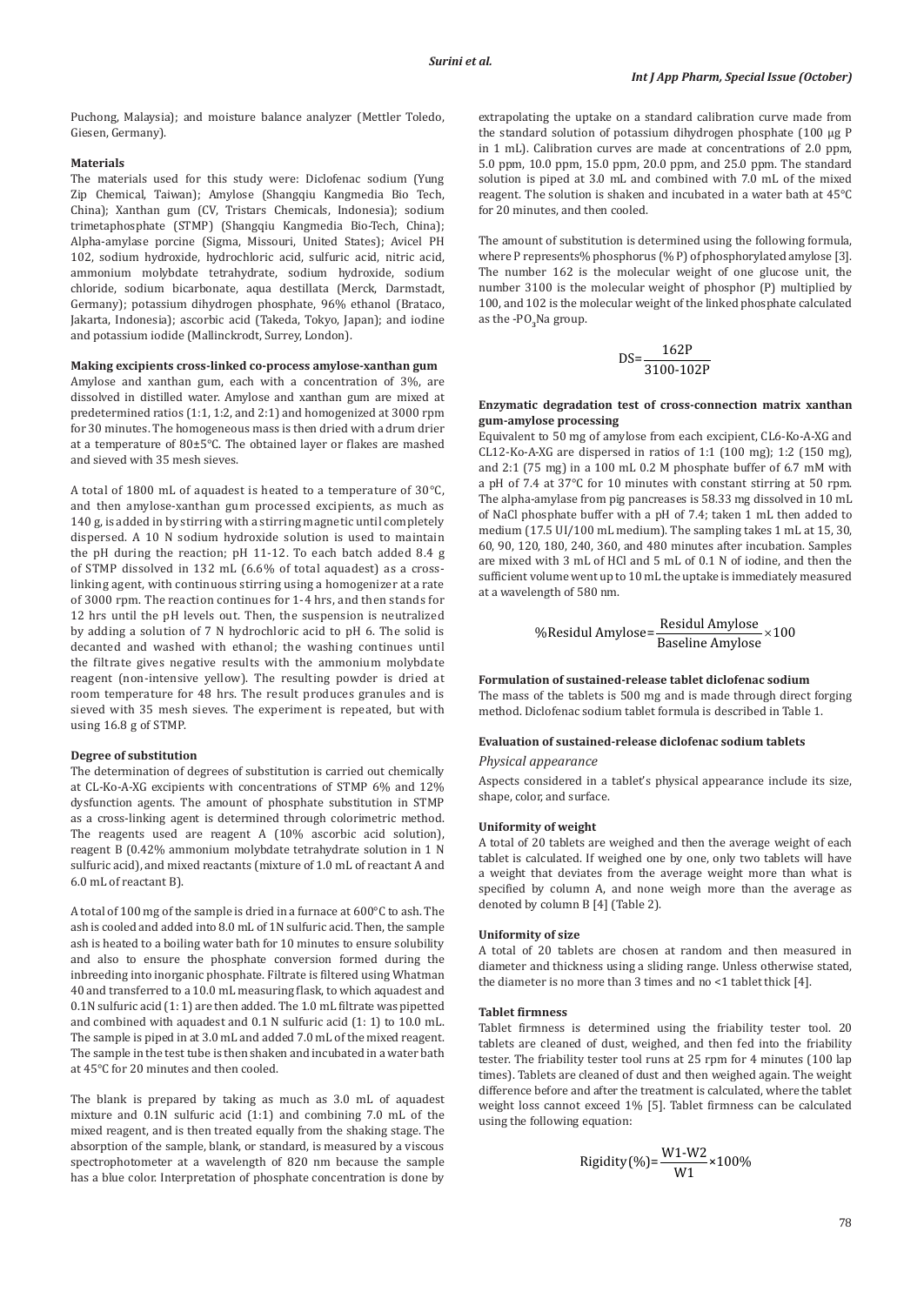Puchong, Malaysia); and moisture balance analyzer (Mettler Toledo, Giesen, Germany).

### Materials

The materials used for this study were: Diclofenac sodium (Yung Zip Chemical, Taiwan); Amylose (Shangqiu Kangmedia Bio Tech, China); Xanthan gum (CV, Tristars Chemicals, Indonesia); sodium trimetaphosphate (STMP) (Shangqiu Kangmedia Bio-Tech, China); Alpha-amylase porcine (Sigma, Missouri, United States); Avicel PH 102, sodium hydroxide, hydrochloric acid, sulfuric acid, nitric acid, ammonium molybdate tetrahydrate, sodium hydroxide, sodium chloride, sodium bicarbonate, aqua destillata (Merck, Darmstadt, Germany); potassium dihydrogen phosphate, 96% ethanol (Brataco, Jakarta, Indonesia); ascorbic acid (Takeda, Tokyo, Japan); and iodine and potassium iodide (Mallinckrodt, Surrey, London).

### Making excipients cross-linked co-process amylose-xanthan gum

Amylose and xanthan gum, each with a concentration of 3%, are dissolved in distilled water. Amylose and xanthan gum are mixed at predetermined ratios (1:1, 1:2, and 2:1) and homogenized at 3000 rpm for 30 minutes. The homogeneous mass is then dried with a drum drier at a temperature of 80±5°C. The obtained layer or flakes are mashed and sieved with 35 mesh sieves.

A total of 1800 mL of aquadest is heated to a temperature of 30°C, and then amylose-xanthan gum processed excipients, as much as 140 g, is added in by stirring with a stirring magnetic until completely dispersed. A 10 N sodium hydroxide solution is used to maintain the pH during the reaction; pH 11-12. To each batch added 8.4 g of STMP dissolved in 132 mL (6.6% of total aquadest) as a cross-linking agent, with continuous stirring using a homogenizer at a rate of 3000 rpm. The reaction continues for 1-4 hrs, and then stands for 12 hrs until the pH levels out. Then, the suspension is neutralized by adding a solution of 7 N hydrochloric acid to pH 6. The solid is decanted and washed with ethanol; the washing continues until the filtrate gives negative results with the ammonium molybdate reagent (non-intensive yellow). The resulting powder is dried at room temperature for 48 hrs. The result produces granules and is sieved with 35 mesh sieves. The experiment is repeated, but with using 16.8 g of STMP.

### Degree of substitution

The determination of degrees of substitution is carried out chemically at CL-Ko-A-XG excipients with concentrations of STMP 6% and 12% dysfunction agents. The amount of phosphate substitution in STMP as a cross-linking agent is determined through colorimetric method. The reagents used are reagent A (10% ascorbic acid solution), reagent B (0.42% ammonium molybdate tetrahydrate solution in 1 N sulfuric acid), and mixed reactants (mixture of 1.0 mL of reactant A and 6.0 mL of reactant B).

A total of 100 mg of the sample is dried in a furnace at 600°C to ash. The ash is cooled and added into 8.0 mL of 1N sulfuric acid. Then, the sample ash is heated to a boiling water bath for 10 minutes to ensure solubility and also to ensure the phosphate conversion formed during the inbreeding into inorganic phosphate. Filtrate is filtered using Whatman 40 and transferred to a 10.0 mL measuring flask, to which aquadest and 0.1N sulfuric acid (1: 1) are then added. The 1.0 mL filtrate was pipetted and combined with aquadest and 0.1 N sulfuric acid (1: 1) to 10.0 mL. The sample is piped in at 3.0 mL and added 7.0 mL of the mixed reagent. The sample in the test tube is then shaken and incubated in a water bath at 45°C for 20 minutes and then cooled.

The blank is prepared by taking as much as 3.0 mL of aquadest mixture and 0.1N sulfuric acid (1:1) and combining 7.0 mL of the mixed reagent, and is then treated equally from the shaking stage. The absorption of the sample, blank, or standard, is measured by a viscous spectrophotometer at a wavelength of 820 nm because the sample has a blue color. Interpretation of phosphate concentration is done by extrapolating the uptake on a standard calibration curve made from the standard solution of potassium dihydrogen phosphate (100 µg P in 1 mL). Calibration curves are made at concentrations of 2.0 ppm, 5.0 ppm, 10.0 ppm, 15.0 ppm, 20.0 ppm, and 25.0 ppm. The standard solution is piped at 3.0 mL and combined with 7.0 mL of the mixed reagent. The solution is shaken and incubated in a water bath at 45°C for 20 minutes, and then cooled.

The amount of substitution is determined using the following formula, where P represents% phosphorus (% P) of phosphorylated amylose [3]. The number 162 is the molecular weight of one glucose unit, the number 3100 is the molecular weight of phosphor (P) multiplied by 100, and 102 is the molecular weight of the linked phosphate calculated as the $-PO_3Na$ group.

$$DS=\frac{162P}{3100-102P}$$

### Enzymatic degradation test of cross-connection matrix xanthan gum-amylose processing

Equivalent to 50 mg of amylose from each excipient, CL6-Ko-A-XG and CL12-Ko-A-XG are dispersed in ratios of 1:1 (100 mg); 1:2 (150 mg), and 2:1 (75 mg) in a 100 mL 0.2 M phosphate buffer of 6.7 mM with a pH of 7.4 at 37°C for 10 minutes with constant stirring at 50 rpm. The alpha-amylase from pig pancreases is 58.33 mg dissolved in 10 mL of NaCl phosphate buffer with a pH of 7.4; taken 1 mL then added to medium (17.5 UI/100 mL medium). The sampling takes 1 mL at 15, 30, 60, 90, 120, 180, 240, 360, and 480 minutes after incubation. Samples are mixed with 3 mL of HCl and 5 mL of 0.1 N of iodine, and then the sufficient volume went up to 10 mL the uptake is immediately measured at a wavelength of 580 nm.

$$\%\text{Residul Amylose}=\frac{\text{Residul Amylose}}{\text{Baseline Amylose}}\times 100$$

### Formulation of sustained-release tablet diclofenac sodium

The mass of the tablets is 500 mg and is made through direct forging method. Diclofenac sodium tablet formula is described in Table 1.

### Evaluation of sustained-release diclofenac sodium tablets

#### *Physical appearance*

Aspects considered in a tablet's physical appearance include its size, shape, color, and surface.

#### Uniformity of weight

A total of 20 tablets are weighed and then the average weight of each tablet is calculated. If weighed one by one, only two tablets will have a weight that deviates from the average weight more than what is specified by column A, and none weigh more than the average as denoted by column B [4] (Table 2).

#### Uniformity of size

A total of 20 tablets are chosen at random and then measured in diameter and thickness using a sliding range. Unless otherwise stated, the diameter is no more than 3 times and no <1 tablet thick [4].

#### Tablet firmness

Tablet firmness is determined using the friability tester tool. 20 tablets are cleaned of dust, weighed, and then fed into the friability tester. The friability tester tool runs at 25 rpm for 4 minutes (100 lap times). Tablets are cleaned of dust and then weighed again. The weight difference before and after the treatment is calculated, where the tablet weight loss cannot exceed 1% [5]. Tablet firmness can be calculated using the following equation:

$$\text{Rigidity}(\%)=\frac{W1-W2}{W1}\times 100\%$$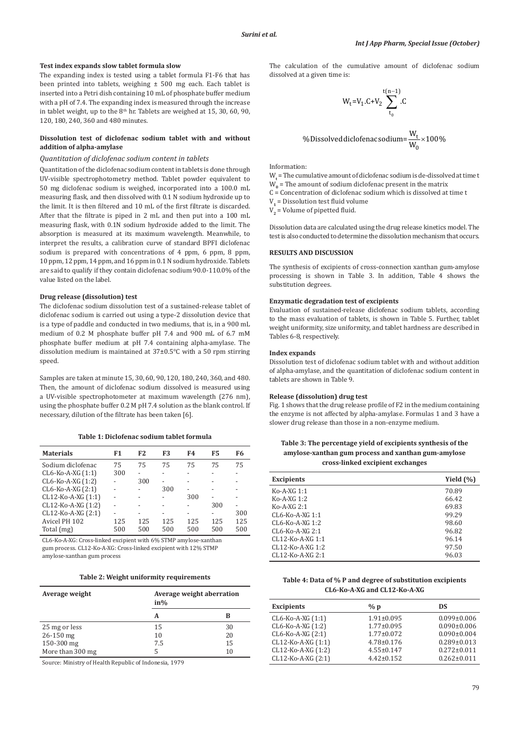#### Test index expands slow tablet formula slow

The expanding index is tested using a tablet formula F1-F6 that has been printed into tablets, weighing ± 500 mg each. Each tablet is inserted into a Petri dish containing 10 mL of phosphate buffer medium with a pH of 7.4. The expanding index is measured through the increase in tablet weight, up to the 8th hr. Tablets are weighed at 15, 30, 60, 90, 120, 180, 240, 360 and 480 minutes.

#### Dissolution test of diclofenac sodium tablet with and without addition of alpha-amylase

*Quantitation of diclofenac sodium content in tablets*

Quantitation of the diclofenac sodium content in tablets is done through UV-visible spectrophotometry method. Tablet powder equivalent to 50 mg diclofenac sodium is weighed, incorporated into a 100.0 mL measuring flask, and then dissolved with 0.1 N sodium hydroxide up to the limit. It is then filtered and 10 mL of the first filtrate is discarded. After that the filtrate is piped in 2 mL and then put into a 100 mL measuring flask, with 0.1N sodium hydroxide added to the limit. The absorption is measured at its maximum wavelength. Meanwhile, to interpret the results, a calibration curve of standard BPFI diclofenac sodium is prepared with concentrations of 4 ppm, 6 ppm, 8 ppm, 10 ppm, 12 ppm, 14 ppm, and 16 ppm in 0.1 N sodium hydroxide. Tablets are said to qualify if they contain diclofenac sodium 90.0-110.0% of the value listed on the label.

#### Drug release (dissolution) test

The diclofenac sodium dissolution test of a sustained-release tablet of diclofenac sodium is carried out using a type-2 dissolution device that is a type of paddle and conducted in two mediums, that is, in a 900 mL medium of 0.2 M phosphate buffer pH 7.4 and 900 mL of 6.7 mM phosphate buffer medium at pH 7.4 containing alpha-amylase. The dissolution medium is maintained at 37±0.5°C with a 50 rpm stirring speed.

Samples are taken at minute 15, 30, 60, 90, 120, 180, 240, 360, and 480. Then, the amount of diclofenac sodium dissolved is measured using a UV-visible spectrophotometer at maximum wavelength (276 nm), using the phosphate buffer 0.2 M pH 7.4 solution as the blank control. If necessary, dilution of the filtrate has been taken [6].

**Table 1: Diclofenac sodium tablet formula**

| Materials | F1 | F2 | F3 | F4 | F5 | F6 |
|---|---|---|---|---|---|---|
| Sodium diclofenac | 75 | 75 | 75 | 75 | 75 | 75 |
| CL6-Ko-A-XG (1:1) | 300 | - | - | - | - | - |
| CL6-Ko-A-XG (1:2) | - | 300 | - | - | - | - |
| CL6-Ko-A-XG (2:1) | - | - | 300 | - | - | - |
| CL12-Ko-A-XG (1:1) | - | - | - | 300 | - | - |
| CL12-Ko-A-XG (1:2) | - | - | - | - | 300 | - |
| CL12-Ko-A-XG (2:1) | - | - | - | - | - | 300 |
| Avicel PH 102 | 125 | 125 | 125 | 125 | 125 | 125 |
| Total (mg) | 500 | 500 | 500 | 500 | 500 | 500 |

CL6-Ko-A-XG: Cross-linked excipient with 6% STMP amylose-xanthan gum process. CL12-Ko-A-XG: Cross-linked excipient with 12% STMP amylose-xanthan gum process

**Table 2: Weight uniformity requirements**

| Average weight | Average weight aberration in% | |
|---|---|---|
| | A | B |
| 25 mg or less | 15 | 30 |
| 26-150 mg | 10 | 20 |
| 150-300 mg | 7.5 | 15 |
| More than 300 mg | 5 | 10 |

Source: Ministry of Health Republic of Indonesia, 1979

The calculation of the cumulative amount of diclofenac sodium dissolved at a given time is:

$$W_t = V_1 . C + V_2 \sum_{t_0}^{t(n-1)} . C$$

$$\%\text{Dissolved diclofenac sodium} = \frac{W_t}{W_0} \times 100\%$$

Information:

$W_t$ = The cumulative amount of diclofenac sodium is de-dissolved at time t
$W_0$ = The amount of sodium diclofenac present in the matrix
C = Concentration of diclofenac sodium which is dissolved at time t
$V_1$ = Dissolution test fluid volume
$V_2$ = Volume of pipetted fluid.

Dissolution data are calculated using the drug release kinetics model. The test is also conducted to determine the dissolution mechanism that occurs.

## RESULTS AND DISCUSSION

The synthesis of excipients of cross-connection xanthan gum-amylose processing is shown in Table 3. In addition, Table 4 shows the substitution degrees.

#### Enzymatic degradation test of excipients

Evaluation of sustained-release diclofenac sodium tablets, according to the mass evaluation of tablets, is shown in Table 5. Further, tablet weight uniformity, size uniformity, and tablet hardness are described in Tables 6-8, respectively.

#### Index expands

Dissolution test of diclofenac sodium tablet with and without addition of alpha-amylase, and the quantitation of diclofenac sodium content in tablets are shown in Table 9.

#### Release (dissolution) drug test

Fig. 1 shows that the drug release profile of F2 in the medium containing the enzyme is not affected by alpha-amylase. Formulas 1 and 3 have a slower drug release than those in a non-enzyme medium.

**Table 3: The percentage yield of excipients synthesis of the amylose-xanthan gum process and xanthan gum-amylose cross-linked excipient exchanges**

| Excipients | Yield (%) |
|---|---|
| Ko-A-XG 1:1 | 70.89 |
| Ko-A-XG 1:2 | 66.42 |
| Ko-A-XG 2:1 | 69.83 |
| CL6-Ko-A-XG 1:1 | 99.29 |
| CL6-Ko-A-XG 1:2 | 98.60 |
| CL6-Ko-A-XG 2:1 | 96.82 |
| CL12-Ko-A-XG 1:1 | 96.14 |
| CL12-Ko-A-XG 1:2 | 97.50 |
| CL12-Ko-A-XG 2:1 | 96.03 |

**Table 4: Data of % P and degree of substitution excipients CL6-Ko-A-XG and CL12-Ko-A-XG**

| Excipients | % p | DS |
|---|---|---|
| CL6-Ko-A-XG (1:1) | 1.91±0.095 | 0.099±0.006 |
| CL6-Ko-A-XG (1:2) | 1.77±0.095 | 0.090±0.006 |
| CL6-Ko-A-XG (2:1) | 1.77±0.072 | 0.090±0.004 |
| CL12-Ko-A-XG (1:1) | 4.78±0.176 | 0.289±0.013 |
| CL12-Ko-A-XG (1:2) | 4.55±0.147 | 0.272±0.011 |
| CL12-Ko-A-XG (2:1) | 4.42±0.152 | 0.262±0.011 |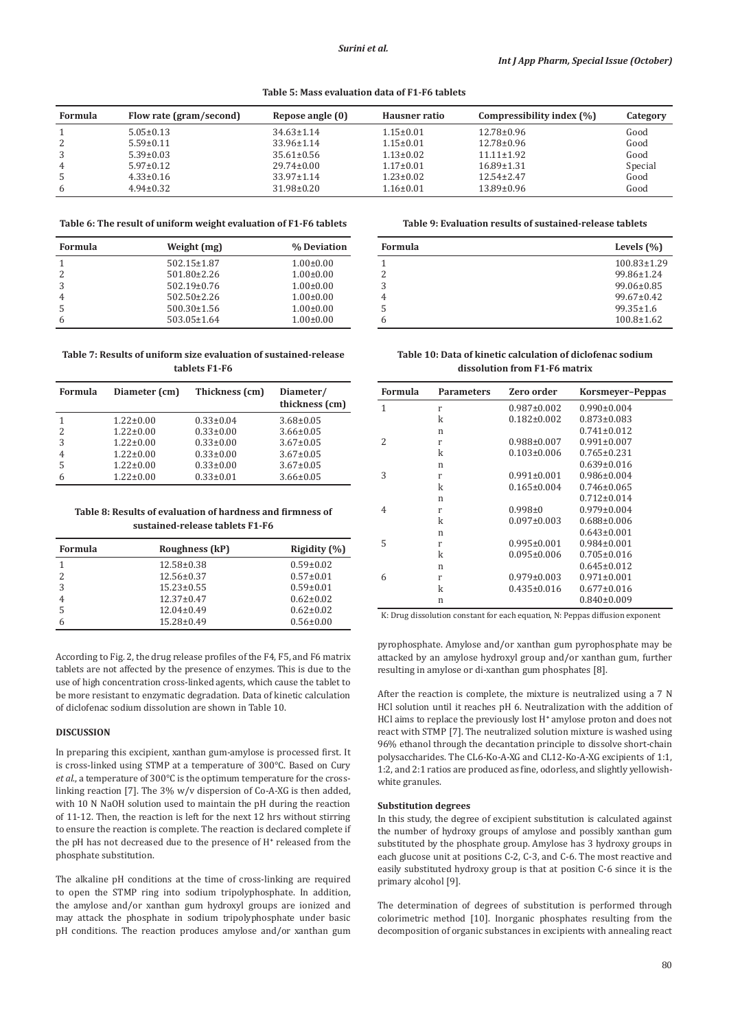**Table 5: Mass evaluation data of F1-F6 tablets**

| Formula | Flow rate (gram/second) | Repose angle (0) | Hausner ratio | Compressibility index (%) | Category |
|---|---|---|---|---|---|
| 1 | 5.05±0.13 | 34.63±1.14 | 1.15±0.01 | 12.78±0.96 | Good |
| 2 | 5.59±0.11 | 33.96±1.14 | 1.15±0.01 | 12.78±0.96 | Good |
| 3 | 5.39±0.03 | 35.61±0.56 | 1.13±0.02 | 11.11±1.92 | Good |
| 4 | 5.97±0.12 | 29.74±0.00 | 1.17±0.01 | 16.89±1.31 | Special |
| 5 | 4.33±0.16 | 33.97±1.14 | 1.23±0.02 | 12.54±2.47 | Good |
| 6 | 4.94±0.32 | 31.98±0.20 | 1.16±0.01 | 13.89±0.96 | Good |

**Table 6: The result of uniform weight evaluation of F1-F6 tablets**

| Formula | Weight (mg) | % Deviation |
|---|---|---|
| 1 | 502.15±1.87 | 1.00±0.00 |
| 2 | 501.80±2.26 | 1.00±0.00 |
| 3 | 502.19±0.76 | 1.00±0.00 |
| 4 | 502.50±2.26 | 1.00±0.00 |
| 5 | 500.30±1.56 | 1.00±0.00 |
| 6 | 503.05±1.64 | 1.00±0.00 |

**Table 7: Results of uniform size evaluation of sustained-release tablets F1-F6**

| Formula | Diameter (cm) | Thickness (cm) | Diameter/ thickness (cm) |
|---|---|---|---|
| 1 | 1.22±0.00 | 0.33±0.04 | 3.68±0.05 |
| 2 | 1.22±0.00 | 0.33±0.00 | 3.66±0.05 |
| 3 | 1.22±0.00 | 0.33±0.00 | 3.67±0.05 |
| 4 | 1.22±0.00 | 0.33±0.00 | 3.67±0.05 |
| 5 | 1.22±0.00 | 0.33±0.00 | 3.67±0.05 |
| 6 | 1.22±0.00 | 0.33±0.01 | 3.66±0.05 |

**Table 8: Results of evaluation of hardness and firmness of sustained-release tablets F1-F6**

| Formula | Roughness (kP) | Rigidity (%) |
|---|---|---|
| 1 | 12.58±0.38 | 0.59±0.02 |
| 2 | 12.56±0.37 | 0.57±0.01 |
| 3 | 15.23±0.55 | 0.59±0.01 |
| 4 | 12.37±0.47 | 0.62±0.02 |
| 5 | 12.04±0.49 | 0.62±0.02 |
| 6 | 15.28±0.49 | 0.56±0.00 |

**Table 9: Evaluation results of sustained-release tablets**

| Formula | Levels (%) |
|---|---|
| 1 | 100.83±1.29 |
| 2 | 99.86±1.24 |
| 3 | 99.06±0.85 |
| 4 | 99.67±0.42 |
| 5 | 99.35±1.6 |
| 6 | 100.8±1.62 |

**Table 10: Data of kinetic calculation of diclofenac sodium dissolution from F1-F6 matrix**

| Formula | Parameters | Zero order | Korsmeyer–Peppas |
|---|---|---|---|
| 1 | r | 0.987±0.002 | 0.990±0.004 |
| | k | 0.182±0.002 | 0.873±0.083 |
| | n | | 0.741±0.012 |
| 2 | r | 0.988±0.007 | 0.991±0.007 |
| | k | 0.103±0.006 | 0.765±0.231 |
| | n | | 0.639±0.016 |
| 3 | r | 0.991±0.001 | 0.986±0.004 |
| | k | 0.165±0.004 | 0.746±0.065 |
| | n | | 0.712±0.014 |
| 4 | r | 0.998±0 | 0.979±0.004 |
| | k | 0.097±0.003 | 0.688±0.006 |
| | n | | 0.643±0.001 |
| 5 | r | 0.995±0.001 | 0.984±0.001 |
| | k | 0.095±0.006 | 0.705±0.016 |
| | n | | 0.645±0.012 |
| 6 | r | 0.979±0.003 | 0.971±0.001 |
| | k | 0.435±0.016 | 0.677±0.016 |
| | n | | 0.840±0.009 |

K: Drug dissolution constant for each equation, N: Peppas diffusion exponent

According to Fig. 2, the drug release profiles of the F4, F5, and F6 matrix tablets are not affected by the presence of enzymes. This is due to the use of high concentration cross-linked agents, which cause the tablet to be more resistant to enzymatic degradation. Data of kinetic calculation of diclofenac sodium dissolution are shown in Table 10.

## DISCUSSION

In preparing this excipient, xanthan gum-amylose is processed first. It is cross-linked using STMP at a temperature of 300°C. Based on Cury *et al.*, a temperature of 300°C is the optimum temperature for the cross-linking reaction [7]. The 3% w/v dispersion of Co-A-XG is then added, with 10 N NaOH solution used to maintain the pH during the reaction of 11-12. Then, the reaction is left for the next 12 hrs without stirring to ensure the reaction is complete. The reaction is declared complete if the pH has not decreased due to the presence of $H^+$ released from the phosphate substitution.

The alkaline pH conditions at the time of cross-linking are required to open the STMP ring into sodium tripolyphosphate. In addition, the amylose and/or xanthan gum hydroxyl groups are ionized and may attack the phosphate in sodium tripolyphosphate under basic pH conditions. The reaction produces amylose and/or xanthan gum pyrophosphate. Amylose and/or xanthan gum pyrophosphate may be attacked by an amylose hydroxyl group and/or xanthan gum, further resulting in amylose or di-xanthan gum phosphates [8].

After the reaction is complete, the mixture is neutralized using a 7 N HCl solution until it reaches pH 6. Neutralization with the addition of HCl aims to replace the previously lost $H^+$ amylose proton and does not react with STMP [7]. The neutralized solution mixture is washed using 96% ethanol through the decantation principle to dissolve short-chain polysaccharides. The CL6-Ko-A-XG and CL12-Ko-A-XG excipients of 1:1, 1:2, and 2:1 ratios are produced as fine, odorless, and slightly yellowish-white granules.

### Substitution degrees

In this study, the degree of excipient substitution is calculated against the number of hydroxy groups of amylose and possibly xanthan gum substituted by the phosphate group. Amylose has 3 hydroxy groups in each glucose unit at positions C-2, C-3, and C-6. The most reactive and easily substituted hydroxy group is that at position C-6 since it is the primary alcohol [9].

The determination of degrees of substitution is performed through colorimetric method [10]. Inorganic phosphates resulting from the decomposition of organic substances in excipients with annealing react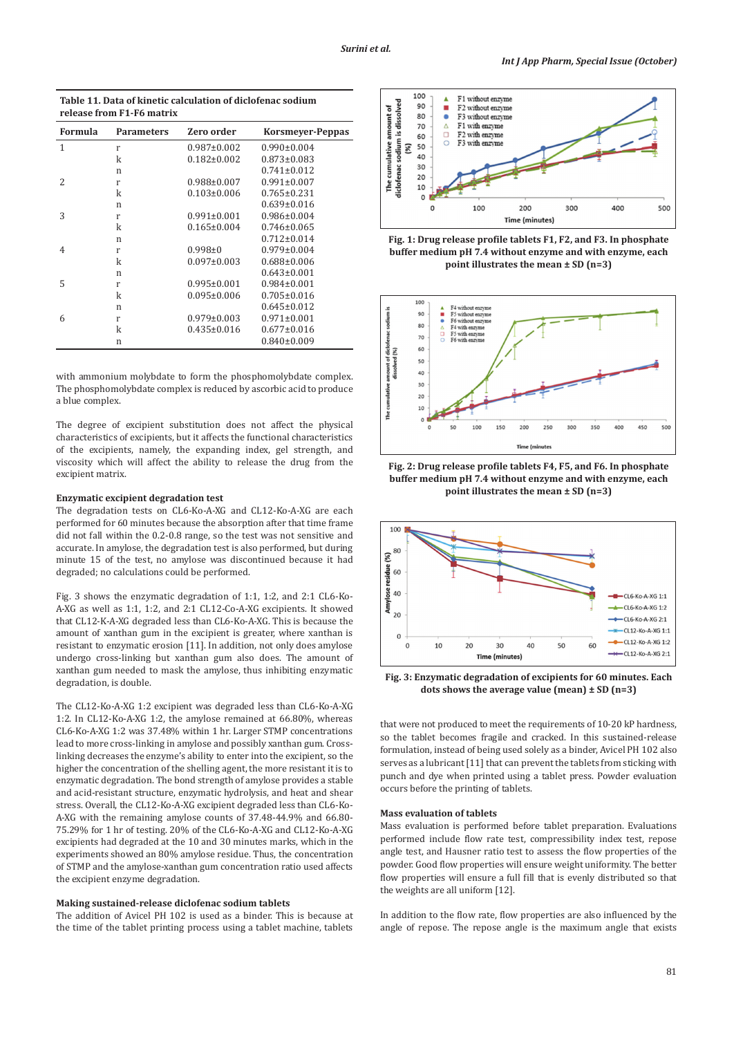Table 11. Data of kinetic calculation of diclofenac sodium release from F1-F6 matrix

| Formula | Parameters | Zero order | Korsmeyer-Peppas |
|---|---|---|---|
| 1 | r | 0.987±0.002 | 0.990±0.004 |
| | k | 0.182±0.002 | 0.873±0.083 |
| | n | | 0.741±0.012 |
| 2 | r | 0.988±0.007 | 0.991±0.007 |
| | k | 0.103±0.006 | 0.765±0.231 |
| | n | | 0.639±0.016 |
| 3 | r | 0.991±0.001 | 0.986±0.004 |
| | k | 0.165±0.004 | 0.746±0.065 |
| | n | | 0.712±0.014 |
| 4 | r | 0.998±0 | 0.979±0.004 |
| | k | 0.097±0.003 | 0.688±0.006 |
| | n | | 0.643±0.001 |
| 5 | r | 0.995±0.001 | 0.984±0.001 |
| | k | 0.095±0.006 | 0.705±0.016 |
| | n | | 0.645±0.012 |
| 6 | r | 0.979±0.003 | 0.971±0.001 |
| | k | 0.435±0.016 | 0.677±0.016 |
| | n | | 0.840±0.009 |

with ammonium molybdate to form the phosphomolybdate complex. The phosphomolybdate complex is reduced by ascorbic acid to produce a blue complex.

The degree of excipient substitution does not affect the physical characteristics of excipients, but it affects the functional characteristics of the excipients, namely, the expanding index, gel strength, and viscosity which will affect the ability to release the drug from the excipient matrix.

### Enzymatic excipient degradation test

The degradation tests on CL6-Ko-A-XG and CL12-Ko-A-XG are each performed for 60 minutes because the absorption after that time frame did not fall within the 0.2-0.8 range, so the test was not sensitive and accurate. In amylose, the degradation test is also performed, but during minute 15 of the test, no amylose was discontinued because it had degraded; no calculations could be performed.

Fig. 3 shows the enzymatic degradation of 1:1, 1:2, and 2:1 CL6-Ko-A-XG as well as 1:1, 1:2, and 2:1 CL12-Co-A-XG excipients. It showed that CL12-K-A-XG degraded less than CL6-Ko-A-XG. This is because the amount of xanthan gum in the excipient is greater, where xanthan is resistant to enzymatic erosion [11]. In addition, not only does amylose undergo cross-linking but xanthan gum also does. The amount of xanthan gum needed to mask the amylose, thus inhibiting enzymatic degradation, is double.

The CL12-Ko-A-XG 1:2 excipient was degraded less than CL6-Ko-A-XG 1:2. In CL12-Ko-A-XG 1:2, the amylose remained at 66.80%, whereas CL6-Ko-A-XG 1:2 was 37.48% within 1 hr. Larger STMP concentrations lead to more cross-linking in amylose and possibly xanthan gum. Cross-linking decreases the enzyme's ability to enter into the excipient, so the higher the concentration of the shelling agent, the more resistant it is to enzymatic degradation. The bond strength of amylose provides a stable and acid-resistant structure, enzymatic hydrolysis, and heat and shear stress. Overall, the CL12-Ko-A-XG excipient degraded less than CL6-Ko-A-XG with the remaining amylose counts of 37.48-44.9% and 66.80-75.29% for 1 hr of testing. 20% of the CL6-Ko-A-XG and CL12-Ko-A-XG excipients had degraded at the 10 and 30 minutes marks, which in the experiments showed an 80% amylose residue. Thus, the concentration of STMP and the amylose-xanthan gum concentration ratio used affects the excipient enzyme degradation.

### Making sustained-release diclofenac sodium tablets

The addition of Avicel PH 102 is used as a binder. This is because at the time of the tablet printing process using a tablet machine, tablets

Fig. 1: Drug release profile tablets F1, F2, and F3. In phosphate buffer medium pH 7.4 without enzyme and with enzyme, each point illustrates the mean ± SD (n=3)

Fig. 2: Drug release profile tablets F4, F5, and F6. In phosphate buffer medium pH 7.4 without enzyme and with enzyme, each point illustrates the mean ± SD (n=3)

Fig. 3: Enzymatic degradation of excipients for 60 minutes. Each dots shows the average value (mean) ± SD (n=3)

that were not produced to meet the requirements of 10-20 kP hardness, so the tablet becomes fragile and cracked. In this sustained-release formulation, instead of being used solely as a binder, Avicel PH 102 also serves as a lubricant [11] that can prevent the tablets from sticking with punch and dye when printed using a tablet press. Powder evaluation occurs before the printing of tablets.

### Mass evaluation of tablets

Mass evaluation is performed before tablet preparation. Evaluations performed include flow rate test, compressibility index test, repose angle test, and Hausner ratio test to assess the flow properties of the powder. Good flow properties will ensure weight uniformity. The better flow properties will ensure a full fill that is evenly distributed so that the weights are all uniform [12].

In addition to the flow rate, flow properties are also influenced by the angle of repose. The repose angle is the maximum angle that exists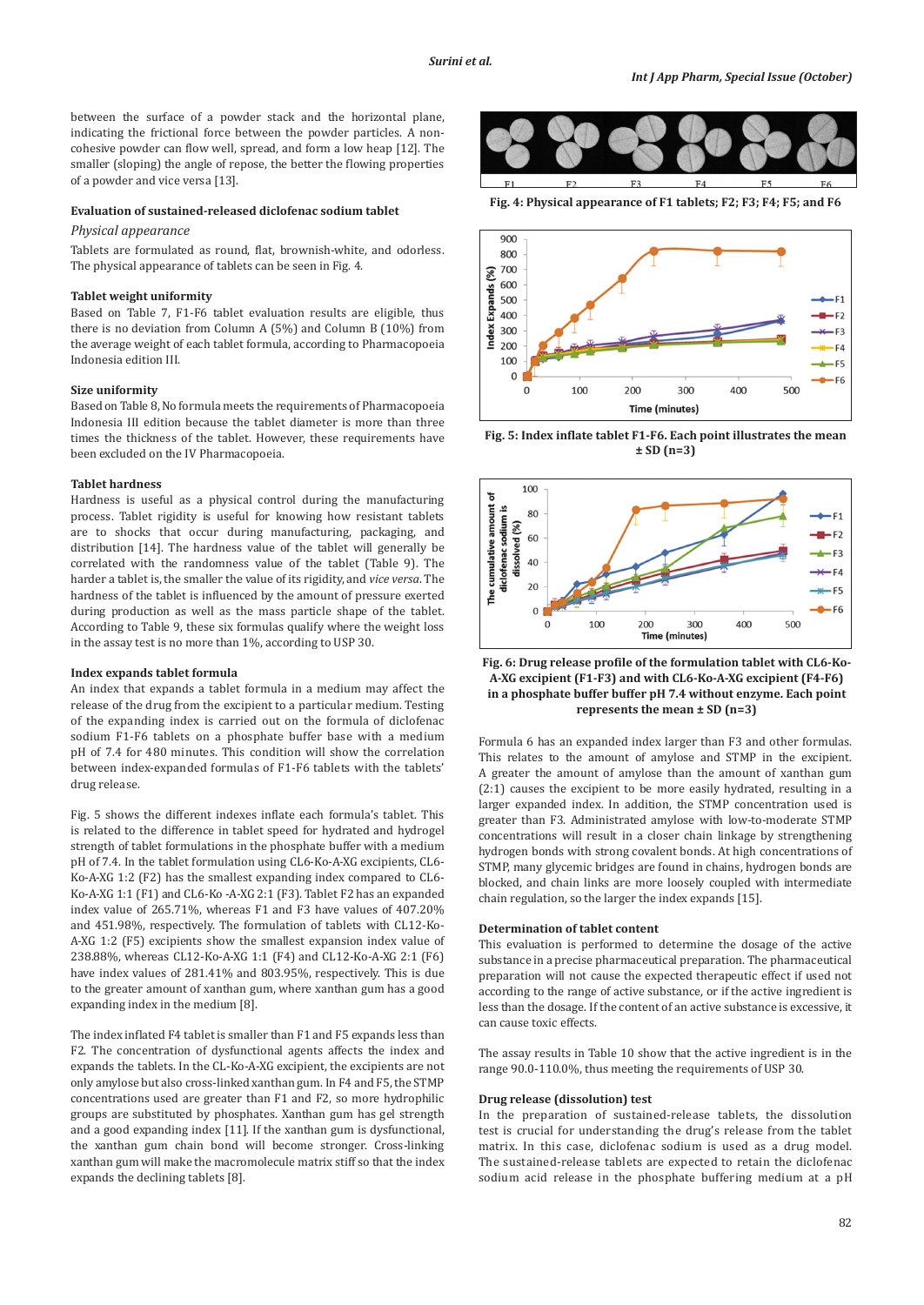between the surface of a powder stack and the horizontal plane, indicating the frictional force between the powder particles. A non-cohesive powder can flow well, spread, and form a low heap [12]. The smaller (sloping) the angle of repose, the better the flowing properties of a powder and vice versa [13].

### Evaluation of sustained-released diclofenac sodium tablet

*Physical appearance*

Tablets are formulated as round, flat, brownish-white, and odorless. The physical appearance of tablets can be seen in Fig. 4.

#### Tablet weight uniformity

Based on Table 7, F1-F6 tablet evaluation results are eligible, thus there is no deviation from Column A (5%) and Column B (10%) from the average weight of each tablet formula, according to Pharmacopoeia Indonesia edition III.

#### Size uniformity

Based on Table 8, No formula meets the requirements of Pharmacopoeia Indonesia III edition because the tablet diameter is more than three times the thickness of the tablet. However, these requirements have been excluded on the IV Pharmacopoeia.

#### Tablet hardness

Hardness is useful as a physical control during the manufacturing process. Tablet rigidity is useful for knowing how resistant tablets are to shocks that occur during manufacturing, packaging, and distribution [14]. The hardness value of the tablet will generally be correlated with the randomness value of the tablet (Table 9). The harder a tablet is, the smaller the value of its rigidity, and *vice versa*. The hardness of the tablet is influenced by the amount of pressure exerted during production as well as the mass particle shape of the tablet. According to Table 9, these six formulas qualify where the weight loss in the assay test is no more than 1%, according to USP 30.

#### Index expands tablet formula

An index that expands a tablet formula in a medium may affect the release of the drug from the excipient to a particular medium. Testing of the expanding index is carried out on the formula of diclofenac sodium F1-F6 tablets on a phosphate buffer base with a medium pH of 7.4 for 480 minutes. This condition will show the correlation between index-expanded formulas of F1-F6 tablets with the tablets' drug release.

Fig. 5 shows the different indexes inflate each formula's tablet. This is related to the difference in tablet speed for hydrated and hydrogel strength of tablet formulations in the phosphate buffer with a medium pH of 7.4. In the tablet formulation using CL6-Ko-A-XG excipients, CL6-Ko-A-XG 1:2 (F2) has the smallest expanding index compared to CL6-Ko-A-XG 1:1 (F1) and CL6-Ko -A-XG 2:1 (F3). Tablet F2 has an expanded index value of 265.71%, whereas F1 and F3 have values of 407.20% and 451.98%, respectively. The formulation of tablets with CL12-Ko-A-XG 1:2 (F5) excipients show the smallest expansion index value of 238.88%, whereas CL12-Ko-A-XG 1:1 (F4) and CL12-Ko-A-XG 2:1 (F6) have index values of 281.41% and 803.95%, respectively. This is due to the greater amount of xanthan gum, where xanthan gum has a good expanding index in the medium [8].

The index inflated F4 tablet is smaller than F1 and F5 expands less than F2. The concentration of dysfunctional agents affects the index and expands the tablets. In the CL-Ko-A-XG excipient, the excipients are not only amylose but also cross-linked xanthan gum. In F4 and F5, the STMP concentrations used are greater than F1 and F2, so more hydrophilic groups are substituted by phosphates. Xanthan gum has gel strength and a good expanding index [11]. If the xanthan gum is dysfunctional, the xanthan gum chain bond will become stronger. Cross-linking xanthan gum will make the macromolecule matrix stiff so that the index expands the declining tablets [8].

Fig. 4: Physical appearance of F1 tablets; F2; F3; F4; F5; and F6

Fig. 5: Index inflate tablet F1-F6. Each point illustrates the mean ± SD (n=3)

Fig. 6: Drug release profile of the formulation tablet with CL6-Ko-A-XG excipient (F1-F3) and with CL6-Ko-A-XG excipient (F4-F6) in a phosphate buffer buffer pH 7.4 without enzyme. Each point represents the mean ± SD (n=3)

Formula 6 has an expanded index larger than F3 and other formulas. This relates to the amount of amylose and STMP in the excipient. A greater the amount of amylose than the amount of xanthan gum (2:1) causes the excipient to be more easily hydrated, resulting in a larger expanded index. In addition, the STMP concentration used is greater than F3. Administrated amylose with low-to-moderate STMP concentrations will result in a closer chain linkage by strengthening hydrogen bonds with strong covalent bonds. At high concentrations of STMP, many glycemic bridges are found in chains, hydrogen bonds are blocked, and chain links are more loosely coupled with intermediate chain regulation, so the larger the index expands [15].

#### Determination of tablet content

This evaluation is performed to determine the dosage of the active substance in a precise pharmaceutical preparation. The pharmaceutical preparation will not cause the expected therapeutic effect if used not according to the range of active substance, or if the active ingredient is less than the dosage. If the content of an active substance is excessive, it can cause toxic effects.

The assay results in Table 10 show that the active ingredient is in the range 90.0-110.0%, thus meeting the requirements of USP 30.

#### Drug release (dissolution) test

In the preparation of sustained-release tablets, the dissolution test is crucial for understanding the drug's release from the tablet matrix. In this case, diclofenac sodium is used as a drug model. The sustained-release tablets are expected to retain the diclofenac sodium acid release in the phosphate buffering medium at a pH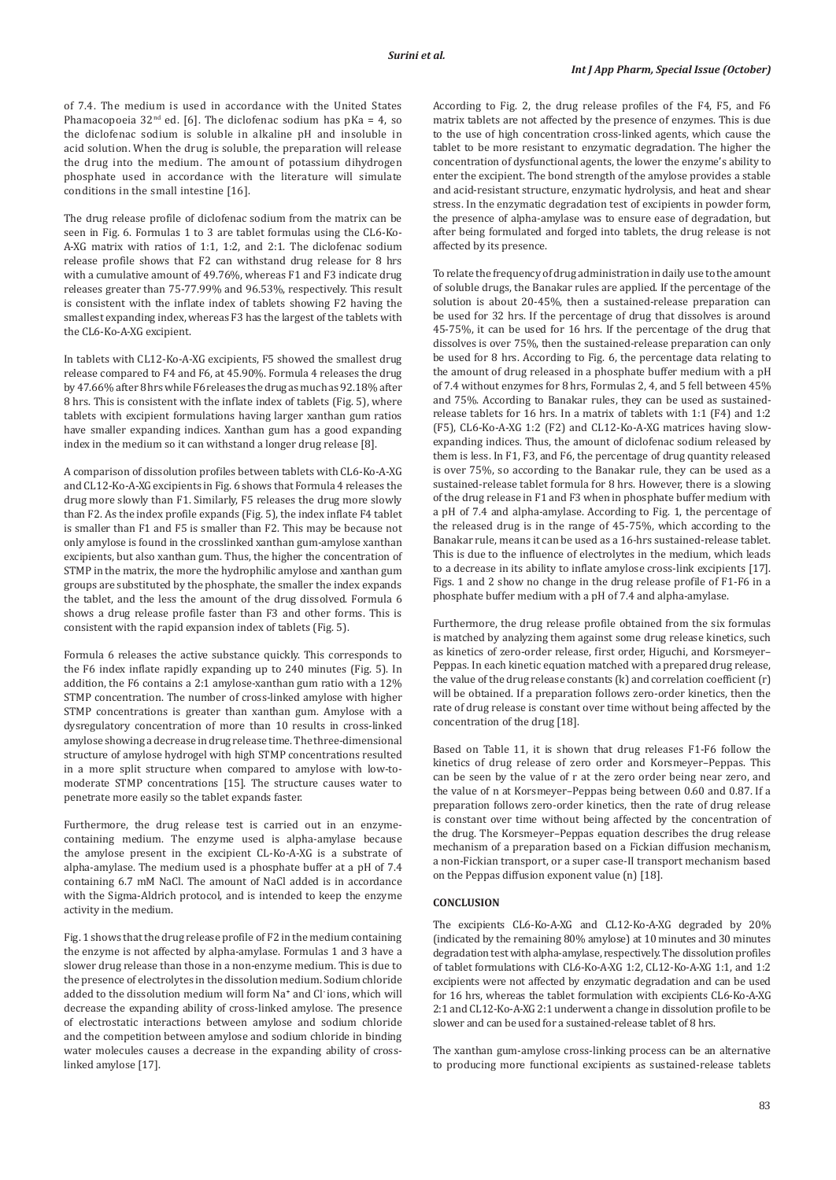of 7.4. The medium is used in accordance with the United States Phamacopoeia 32$^{nd}$ ed. [6]. The diclofenac sodium has pKa = 4, so the diclofenac sodium is soluble in alkaline pH and insoluble in acid solution. When the drug is soluble, the preparation will release the drug into the medium. The amount of potassium dihydrogen phosphate used in accordance with the literature will simulate conditions in the small intestine [16].

The drug release profile of diclofenac sodium from the matrix can be seen in Fig. 6. Formulas 1 to 3 are tablet formulas using the CL6-Ko-A-XG matrix with ratios of 1:1, 1:2, and 2:1. The diclofenac sodium release profile shows that F2 can withstand drug release for 8 hrs with a cumulative amount of 49.76%, whereas F1 and F3 indicate drug releases greater than 75-77.99% and 96.53%, respectively. This result is consistent with the inflate index of tablets showing F2 having the smallest expanding index, whereas F3 has the largest of the tablets with the CL6-Ko-A-XG excipient.

In tablets with CL12-Ko-A-XG excipients, F5 showed the smallest drug release compared to F4 and F6, at 45.90%. Formula 4 releases the drug by 47.66% after 8 hrs while F6 releases the drug as much as 92.18% after 8 hrs. This is consistent with the inflate index of tablets (Fig. 5), where tablets with excipient formulations having larger xanthan gum ratios have smaller expanding indices. Xanthan gum has a good expanding index in the medium so it can withstand a longer drug release [8].

A comparison of dissolution profiles between tablets with CL6-Ko-A-XG and CL12-Ko-A-XG excipients in Fig. 6 shows that Formula 4 releases the drug more slowly than F1. Similarly, F5 releases the drug more slowly than F2. As the index profile expands (Fig. 5), the index inflate F4 tablet is smaller than F1 and F5 is smaller than F2. This may be because not only amylose is found in the crosslinked xanthan gum-amylose xanthan excipients, but also xanthan gum. Thus, the higher the concentration of STMP in the matrix, the more the hydrophilic amylose and xanthan gum groups are substituted by the phosphate, the smaller the index expands the tablet, and the less the amount of the drug dissolved. Formula 6 shows a drug release profile faster than F3 and other forms. This is consistent with the rapid expansion index of tablets (Fig. 5).

Formula 6 releases the active substance quickly. This corresponds to the F6 index inflate rapidly expanding up to 240 minutes (Fig. 5). In addition, the F6 contains a 2:1 amylose-xanthan gum ratio with a 12% STMP concentration. The number of cross-linked amylose with higher STMP concentrations is greater than xanthan gum. Amylose with a dysregulatory concentration of more than 10 results in cross-linked amylose showing a decrease in drug release time. The three-dimensional structure of amylose hydrogel with high STMP concentrations resulted in a more split structure when compared to amylose with low-to-moderate STMP concentrations [15]. The structure causes water to penetrate more easily so the tablet expands faster.

Furthermore, the drug release test is carried out in an enzyme-containing medium. The enzyme used is alpha-amylase because the amylose present in the excipient CL-Ko-A-XG is a substrate of alpha-amylase. The medium used is a phosphate buffer at a pH of 7.4 containing 6.7 mM NaCl. The amount of NaCl added is in accordance with the Sigma-Aldrich protocol, and is intended to keep the enzyme activity in the medium.

Fig. 1 shows that the drug release profile of F2 in the medium containing the enzyme is not affected by alpha-amylase. Formulas 1 and 3 have a slower drug release than those in a non-enzyme medium. This is due to the presence of electrolytes in the dissolution medium. Sodium chloride added to the dissolution medium will form $Na^+$ and $Cl^-$ ions, which will decrease the expanding ability of cross-linked amylose. The presence of electrostatic interactions between amylose and sodium chloride and the competition between amylose and sodium chloride in binding water molecules causes a decrease in the expanding ability of cross-linked amylose [17].

According to Fig. 2, the drug release profiles of the F4, F5, and F6 matrix tablets are not affected by the presence of enzymes. This is due to the use of high concentration cross-linked agents, which cause the tablet to be more resistant to enzymatic degradation. The higher the concentration of dysfunctional agents, the lower the enzyme's ability to enter the excipient. The bond strength of the amylose provides a stable and acid-resistant structure, enzymatic hydrolysis, and heat and shear stress. In the enzymatic degradation test of excipients in powder form, the presence of alpha-amylase was to ensure ease of degradation, but after being formulated and forged into tablets, the drug release is not affected by its presence.

To relate the frequency of drug administration in daily use to the amount of soluble drugs, the Banakar rules are applied. If the percentage of the solution is about 20-45%, then a sustained-release preparation can be used for 32 hrs. If the percentage of drug that dissolves is around 45-75%, it can be used for 16 hrs. If the percentage of the drug that dissolves is over 75%, then the sustained-release preparation can only be used for 8 hrs. According to Fig. 6, the percentage data relating to the amount of drug released in a phosphate buffer medium with a pH of 7.4 without enzymes for 8 hrs, Formulas 2, 4, and 5 fell between 45% and 75%. According to Banakar rules, they can be used as sustained-release tablets for 16 hrs. In a matrix of tablets with 1:1 (F4) and 1:2 (F5), CL6-Ko-A-XG 1:2 (F2) and CL12-Ko-A-XG matrices having slow-expanding indices. Thus, the amount of diclofenac sodium released by them is less. In F1, F3, and F6, the percentage of drug quantity released is over 75%, so according to the Banakar rule, they can be used as a sustained-release tablet formula for 8 hrs. However, there is a slowing of the drug release in F1 and F3 when in phosphate buffer medium with a pH of 7.4 and alpha-amylase. According to Fig. 1, the percentage of the released drug is in the range of 45-75%, which according to the Banakar rule, means it can be used as a 16-hrs sustained-release tablet. This is due to the influence of electrolytes in the medium, which leads to a decrease in its ability to inflate amylose cross-link excipients [17]. Figs. 1 and 2 show no change in the drug release profile of F1-F6 in a phosphate buffer medium with a pH of 7.4 and alpha-amylase.

Furthermore, the drug release profile obtained from the six formulas is matched by analyzing them against some drug release kinetics, such as kinetics of zero-order release, first order, Higuchi, and Korsmeyer–Peppas. In each kinetic equation matched with a prepared drug release, the value of the drug release constants (k) and correlation coefficient (r) will be obtained. If a preparation follows zero-order kinetics, then the rate of drug release is constant over time without being affected by the concentration of the drug [18].

Based on Table 11, it is shown that drug releases F1-F6 follow the kinetics of drug release of zero order and Korsmeyer–Peppas. This can be seen by the value of r at the zero order being near zero, and the value of n at Korsmeyer–Peppas being between 0.60 and 0.87. If a preparation follows zero-order kinetics, then the rate of drug release is constant over time without being affected by the concentration of the drug. The Korsmeyer–Peppas equation describes the drug release mechanism of a preparation based on a Fickian diffusion mechanism, a non-Fickian transport, or a super case-II transport mechanism based on the Peppas diffusion exponent value (n) [18].

## CONCLUSION

The excipients CL6-Ko-A-XG and CL12-Ko-A-XG degraded by 20% (indicated by the remaining 80% amylose) at 10 minutes and 30 minutes degradation test with alpha-amylase, respectively. The dissolution profiles of tablet formulations with CL6-Ko-A-XG 1:2, CL12-Ko-A-XG 1:1, and 1:2 excipients were not affected by enzymatic degradation and can be used for 16 hrs, whereas the tablet formulation with excipients CL6-Ko-A-XG 2:1 and CL12-Ko-A-XG 2:1 underwent a change in dissolution profile to be slower and can be used for a sustained-release tablet of 8 hrs.

The xanthan gum-amylose cross-linking process can be an alternative to producing more functional excipients as sustained-release tablets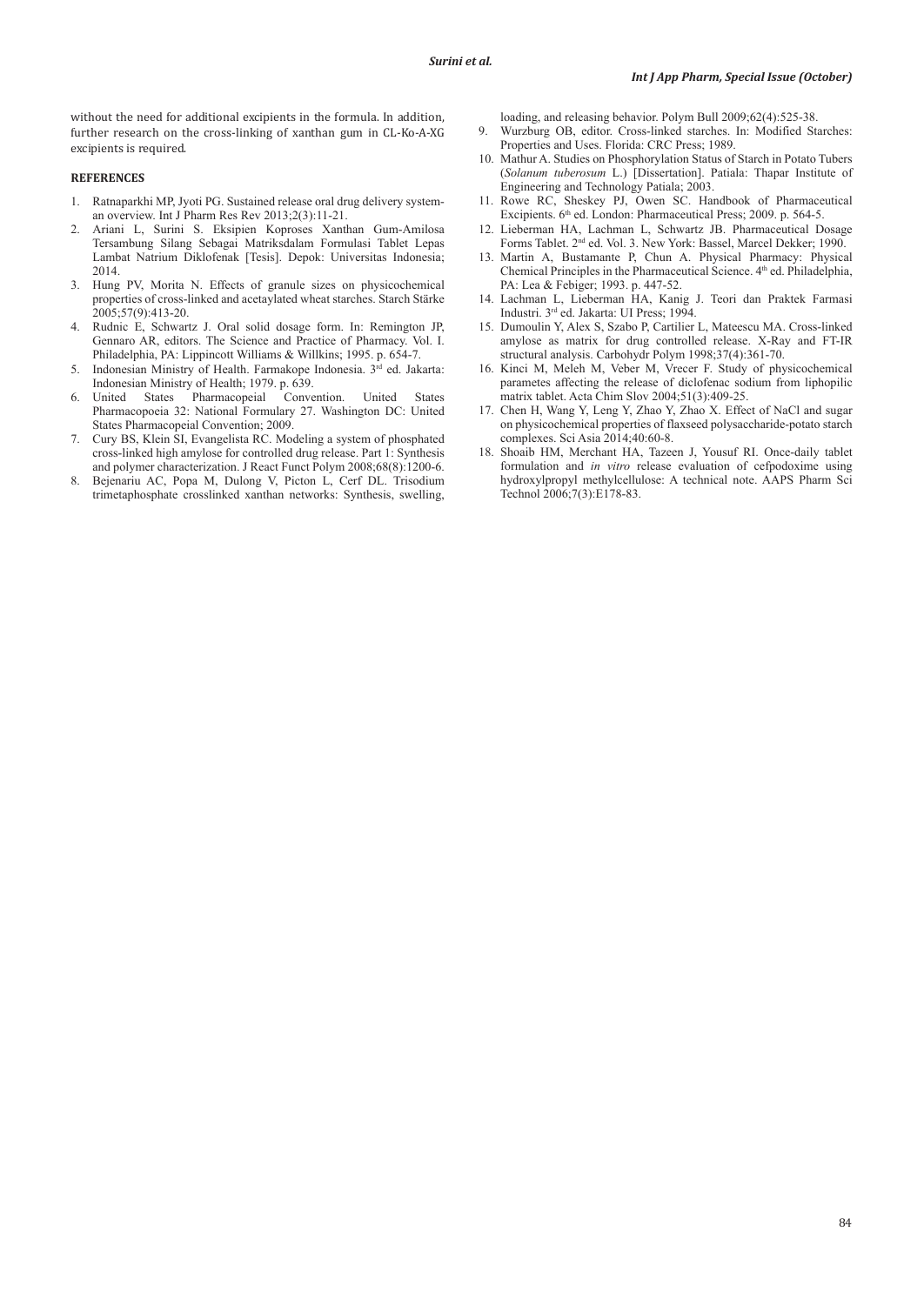without the need for additional excipients in the formula. In addition, further research on the cross-linking of xanthan gum in CL-Ko-A-XG excipients is required.

## REFERENCES

1. Ratnaparkhi MP, Jyoti PG. Sustained release oral drug delivery system-an overview. Int J Pharm Res Rev 2013;2(3):11-21.
2. Ariani L, Surini S. Eksipien Koproses Xanthan Gum-Amilosa Tersambung Silang Sebagai Matriksdalam Formulasi Tablet Lepas Lambat Natrium Diklofenak [Tesis]. Depok: Universitas Indonesia; 2014.
3. Hung PV, Morita N. Effects of granule sizes on physicochemical properties of cross-linked and acetaylated wheat starches. Starch Stärke 2005;57(9):413-20.
4. Rudnic E, Schwartz J. Oral solid dosage form. In: Remington JP, Gennaro AR, editors. The Science and Practice of Pharmacy. Vol. I. Philadelphia, PA: Lippincott Williams & Willkins; 1995. p. 654-7.
5. Indonesian Ministry of Health. Farmakope Indonesia. 3rd ed. Jakarta: Indonesian Ministry of Health; 1979. p. 639.
6. United States Pharmacopeial Convention. United States Pharmacopoeia 32: National Formulary 27. Washington DC: United States Pharmacopeial Convention; 2009.
7. Cury BS, Klein SI, Evangelista RC. Modeling a system of phosphated cross-linked high amylose for controlled drug release. Part 1: Synthesis and polymer characterization. J React Funct Polym 2008;68(8):1200-6.
8. Bejenariu AC, Popa M, Dulong V, Picton L, Cerf DL. Trisodium trimetaphosphate crosslinked xanthan networks: Synthesis, swelling, loading, and releasing behavior. Polym Bull 2009;62(4):525-38.
9. Wurzburg OB, editor. Cross-linked starches. In: Modified Starches: Properties and Uses. Florida: CRC Press; 1989.
10. Mathur A. Studies on Phosphorylation Status of Starch in Potato Tubers (*Solanum tuberosum* L.) [Dissertation]. Patiala: Thapar Institute of Engineering and Technology Patiala; 2003.
11. Rowe RC, Sheskey PJ, Owen SC. Handbook of Pharmaceutical Excipients. 6th ed. London: Pharmaceutical Press; 2009. p. 564-5.
12. Lieberman HA, Lachman L, Schwartz JB. Pharmaceutical Dosage Forms Tablet. 2nd ed. Vol. 3. New York: Bassel, Marcel Dekker; 1990.
13. Martin A, Bustamante P, Chun A. Physical Pharmacy: Physical Chemical Principles in the Pharmaceutical Science. 4th ed. Philadelphia, PA: Lea & Febiger; 1993. p. 447-52.
14. Lachman L, Lieberman HA, Kanig J. Teori dan Praktek Farmasi Industri. 3rd ed. Jakarta: UI Press; 1994.
15. Dumoulin Y, Alex S, Szabo P, Cartilier L, Mateescu MA. Cross-linked amylose as matrix for drug controlled release. X-Ray and FT-IR structural analysis. Carbohydr Polym 1998;37(4):361-70.
16. Kinci M, Meleh M, Veber M, Vrecer F. Study of physicochemical parametes affecting the release of diclofenac sodium from liphopilic matrix tablet. Acta Chim Slov 2004;51(3):409-25.
17. Chen H, Wang Y, Leng Y, Zhao Y, Zhao X. Effect of NaCl and sugar on physicochemical properties of flaxseed polysaccharide-potato starch complexes. Sci Asia 2014;40:60-8.
18. Shoaib HM, Merchant HA, Tazeen J, Yousuf RI. Once-daily tablet formulation and *in vitro* release evaluation of cefpodoxime using hydroxylpropyl methylcellulose: A technical note. AAPS Pharm Sci Technol 2006;7(3):E178-83.